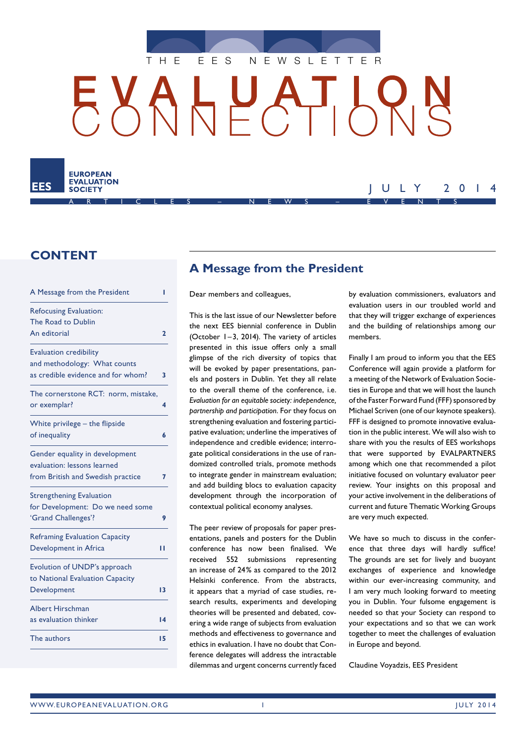THE EES NEWSLETTER

# EVALUATION CONNECTIONS

EUROPEAN EVALUATION SOCIETY

JULY 2014

ARTICLES – NEWS – EVENTS

## CONTENT

| | |
|---|---|
| A Message from the President | 1 |
| Refocusing Evaluation: The Road to Dublin An editorial | 2 |
| Evaluation credibility and methodology: What counts as credible evidence and for whom? | 3 |
| The cornerstone RCT: norm, mistake, or exemplar? | 4 |
| White privilege – the flipside of inequality | 6 |
| Gender equality in development evaluation: lessons learned from British and Swedish practice | 7 |
| Strengthening Evaluation for Development: Do we need some 'Grand Challenges'? | 9 |
| Reframing Evaluation Capacity Development in Africa | 11 |
| Evolution of UNDP's approach to National Evaluation Capacity Development | 13 |
| Albert Hirschman as evaluation thinker | 14 |
| The authors | 15 |

## A Message from the President

Dear members and colleagues,

This is the last issue of our Newsletter before the next EES biennial conference in Dublin (October 1–3, 2014). The variety of articles presented in this issue offers only a small glimpse of the rich diversity of topics that will be evoked by paper presentations, panels and posters in Dublin. Yet they all relate to the overall theme of the conference, i.e. *Evaluation for an equitable society: independence, partnership and participation*. For they focus on strengthening evaluation and fostering participative evaluation; underline the imperatives of independence and credible evidence; interrogate political considerations in the use of randomized controlled trials, promote methods to integrate gender in mainstream evaluation; and add building blocs to evaluation capacity development through the incorporation of contextual political economy analyses.

The peer review of proposals for paper presentations, panels and posters for the Dublin conference has now been finalised. We received 552 submissions representing an increase of 24% as compared to the 2012 Helsinki conference. From the abstracts, it appears that a myriad of case studies, research results, experiments and developing theories will be presented and debated, covering a wide range of subjects from evaluation methods and effectiveness to governance and ethics in evaluation. I have no doubt that Conference delegates will address the intractable dilemmas and urgent concerns currently faced by evaluation commissioners, evaluators and evaluation users in our troubled world and that they will trigger exchange of experiences and the building of relationships among our members.

Finally I am proud to inform you that the EES Conference will again provide a platform for a meeting of the Network of Evaluation Societies in Europe and that we will host the launch of the Faster Forward Fund (FFF) sponsored by Michael Scriven (one of our keynote speakers). FFF is designed to promote innovative evaluation in the public interest. We will also wish to share with you the results of EES workshops that were supported by EVALPARTNERS among which one that recommended a pilot initiative focused on voluntary evaluator peer review. Your insights on this proposal and your active involvement in the deliberations of current and future Thematic Working Groups are very much expected.

We have so much to discuss in the conference that three days will hardly suffice! The grounds are set for lively and buoyant exchanges of experience and knowledge within our ever-increasing community, and I am very much looking forward to meeting you in Dublin. Your fulsome engagement is needed so that your Society can respond to your expectations and so that we can work together to meet the challenges of evaluation in Europe and beyond.

Claudine Voyadzis, EES President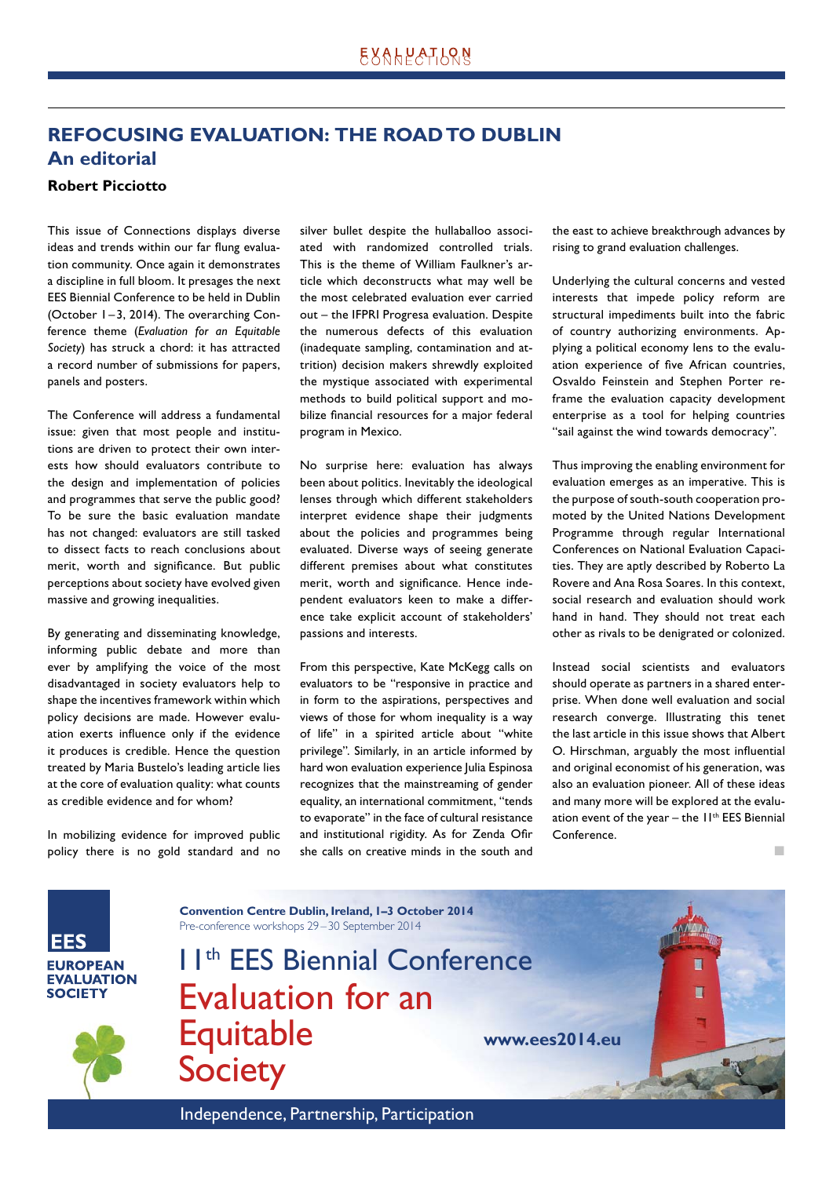# REFOCUSING EVALUATION: THE ROAD TO DUBLIN

## An editorial

**Robert Picciotto**

This issue of Connections displays diverse ideas and trends within our far flung evaluation community. Once again it demonstrates a discipline in full bloom. It presages the next EES Biennial Conference to be held in Dublin (October 1–3, 2014). The overarching Conference theme (*Evaluation for an Equitable Society*) has struck a chord: it has attracted a record number of submissions for papers, panels and posters.

The Conference will address a fundamental issue: given that most people and institutions are driven to protect their own interests how should evaluators contribute to the design and implementation of policies and programmes that serve the public good? To be sure the basic evaluation mandate has not changed: evaluators are still tasked to dissect facts to reach conclusions about merit, worth and significance. But public perceptions about society have evolved given massive and growing inequalities.

By generating and disseminating knowledge, informing public debate and more than ever by amplifying the voice of the most disadvantaged in society evaluators help to shape the incentives framework within which policy decisions are made. However evaluation exerts influence only if the evidence it produces is credible. Hence the question treated by Maria Bustelo's leading article lies at the core of evaluation quality: what counts as credible evidence and for whom?

In mobilizing evidence for improved public policy there is no gold standard and no silver bullet despite the hullabaloo associated with randomized controlled trials. This is the theme of William Faulkner's article which deconstructs what may well be the most celebrated evaluation ever carried out – the IFPRI Progresa evaluation. Despite the numerous defects of this evaluation (inadequate sampling, contamination and attrition) decision makers shrewdly exploited the mystique associated with experimental methods to build political support and mobilize financial resources for a major federal program in Mexico.

No surprise here: evaluation has always been about politics. Inevitably the ideological lenses through which different stakeholders interpret evidence shape their judgments about the policies and programmes being evaluated. Diverse ways of seeing generate different premises about what constitutes merit, worth and significance. Hence independent evaluators keen to make a difference take explicit account of stakeholders' passions and interests.

From this perspective, Kate McKegg calls on evaluators to be "responsive in practice and in form to the aspirations, perspectives and views of those for whom inequality is a way of life" in a spirited article about "white privilege". Similarly, in an article informed by hard won evaluation experience Julia Espinosa recognizes that the mainstreaming of gender equality, an international commitment, "tends to evaporate" in the face of cultural resistance and institutional rigidity. As for Zenda Ofir she calls on creative minds in the south and the east to achieve breakthrough advances by rising to grand evaluation challenges.

Underlying the cultural concerns and vested interests that impede policy reform are structural impediments built into the fabric of country authorizing environments. Applying a political economy lens to the evaluation experience of five African countries, Osvaldo Feinstein and Stephen Porter reframe the evaluation capacity development enterprise as a tool for helping countries "sail against the wind towards democracy".

Thus improving the enabling environment for evaluation emerges as an imperative. This is the purpose of south-south cooperation promoted by the United Nations Development Programme through regular International Conferences on National Evaluation Capacities. They are aptly described by Roberto La Rovere and Ana Rosa Soares. In this context, social research and evaluation should work hand in hand. They should not treat each other as rivals to be denigrated or colonized.

Instead social scientists and evaluators should operate as partners in a shared enterprise. When done well evaluation and social research converge. Illustrating this tenet the last article in this issue shows that Albert O. Hirschman, arguably the most influential and original economist of his generation, was also an evaluation pioneer. All of these ideas and many more will be explored at the evaluation event of the year – the 11th EES Biennial Conference.

EES
EUROPEAN EVALUATION SOCIETY

**Convention Centre Dublin, Ireland, 1–3 October 2014**
Pre-conference workshops 29–30 September 2014

11th EES Biennial Conference

Evaluation for an Equitable Society

**www.ees2014.eu**

Independence, Partnership, Participation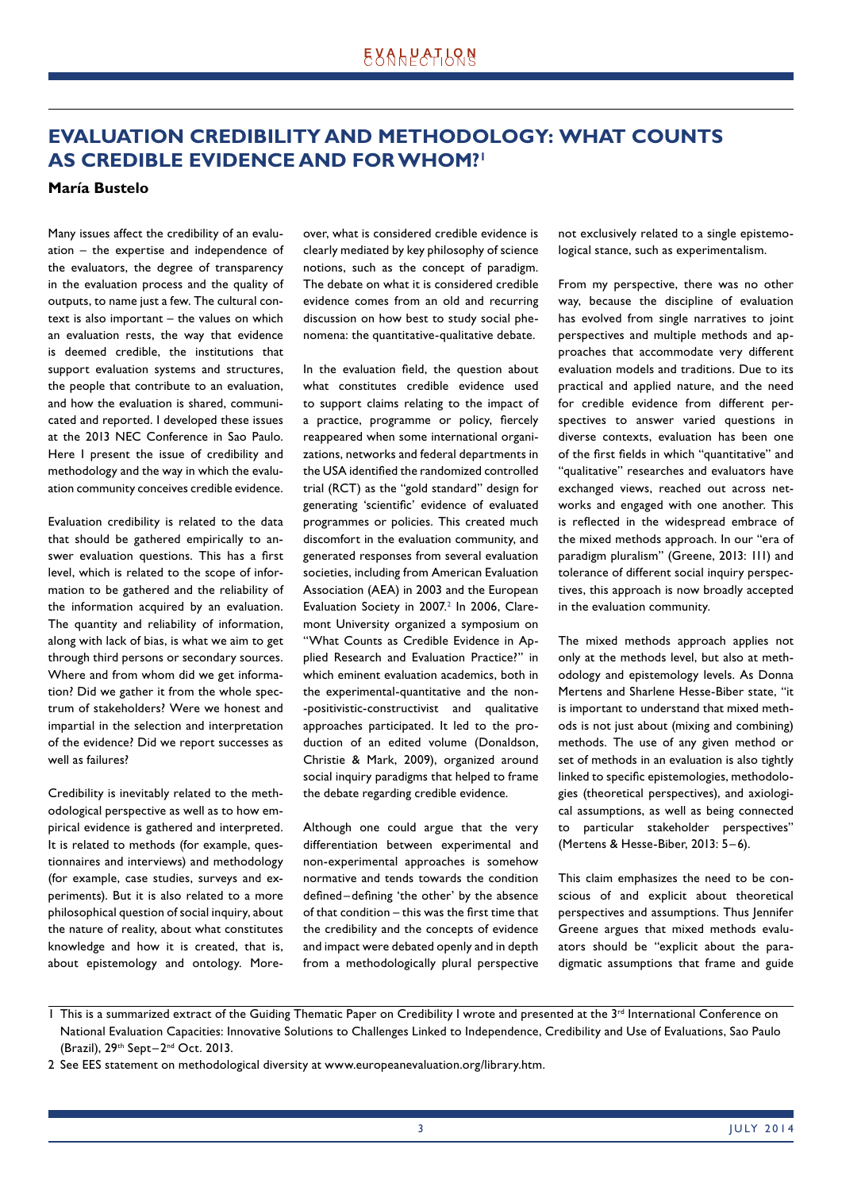# EVALUATION CREDIBILITY AND METHODOLOGY: WHAT COUNTS AS CREDIBLE EVIDENCE AND FOR WHOM?[1]

**María Bustelo**

Many issues affect the credibility of an evaluation – the expertise and independence of the evaluators, the degree of transparency in the evaluation process and the quality of outputs, to name just a few. The cultural context is also important – the values on which an evaluation rests, the way that evidence is deemed credible, the institutions that support evaluation systems and structures, the people that contribute to an evaluation, and how the evaluation is shared, communicated and reported. I developed these issues at the 2013 NEC Conference in Sao Paulo. Here I present the issue of credibility and methodology and the way in which the evaluation community conceives credible evidence.

Evaluation credibility is related to the data that should be gathered empirically to answer evaluation questions. This has a first level, which is related to the scope of information to be gathered and the reliability of the information acquired by an evaluation. The quantity and reliability of information, along with lack of bias, is what we aim to get through third persons or secondary sources. Where and from whom did we get information? Did we gather it from the whole spectrum of stakeholders? Were we honest and impartial in the selection and interpretation of the evidence? Did we report successes as well as failures?

Credibility is inevitably related to the methodological perspective as well as to how empirical evidence is gathered and interpreted. It is related to methods (for example, questionnaires and interviews) and methodology (for example, case studies, surveys and experiments). But it is also related to a more philosophical question of social inquiry, about the nature of reality, about what constitutes knowledge and how it is created, that is, about epistemology and ontology. Moreover, what is considered credible evidence is clearly mediated by key philosophy of science notions, such as the concept of paradigm. The debate on what it is considered credible evidence comes from an old and recurring discussion on how best to study social phenomena: the quantitative-qualitative debate.

In the evaluation field, the question about what constitutes credible evidence used to support claims relating to the impact of a practice, programme or policy, fiercely reappeared when some international organizations, networks and federal departments in the USA identified the randomized controlled trial (RCT) as the "gold standard" design for generating 'scientific' evidence of evaluated programmes or policies. This created much discomfort in the evaluation community, and generated responses from several evaluation societies, including from American Evaluation Association (AEA) in 2003 and the European Evaluation Society in 2007.[2] In 2006, Claremont University organized a symposium on "What Counts as Credible Evidence in Applied Research and Evaluation Practice?" in which eminent evaluation academics, both in the experimental-quantitative and the non-positivistic-constructivist and qualitative approaches participated. It led to the production of an edited volume (Donaldson, Christie & Mark, 2009), organized around social inquiry paradigms that helped to frame the debate regarding credible evidence.

Although one could argue that the very differentiation between experimental and non-experimental approaches is somehow normative and tends towards the condition defined – defining 'the other' by the absence of that condition – this was the first time that the credibility and the concepts of evidence and impact were debated openly and in depth from a methodologically plural perspective not exclusively related to a single epistemological stance, such as experimentalism.

From my perspective, there was no other way, because the discipline of evaluation has evolved from single narratives to joint perspectives and multiple methods and approaches that accommodate very different evaluation models and traditions. Due to its practical and applied nature, and the need for credible evidence from different perspectives to answer varied questions in diverse contexts, evaluation has been one of the first fields in which "quantitative" and "qualitative" researches and evaluators have exchanged views, reached out across networks and engaged with one another. This is reflected in the widespread embrace of the mixed methods approach. In our "era of paradigm pluralism" (Greene, 2013: 111) and tolerance of different social inquiry perspectives, this approach is now broadly accepted in the evaluation community.

The mixed methods approach applies not only at the methods level, but also at methodology and epistemology levels. As Donna Mertens and Sharlene Hesse-Biber state, "it is important to understand that mixed methods is not just about (mixing and combining) methods. The use of any given method or set of methods in an evaluation is also tightly linked to specific epistemologies, methodologies (theoretical perspectives), and axiological assumptions, as well as being connected to particular stakeholder perspectives" (Mertens & Hesse-Biber, 2013: 5–6).

This claim emphasizes the need to be conscious of and explicit about theoretical perspectives and assumptions. Thus Jennifer Greene argues that mixed methods evaluators should be "explicit about the paradigmatic assumptions that frame and guide

---

1 This is a summarized extract of the Guiding Thematic Paper on Credibility I wrote and presented at the 3rd International Conference on National Evaluation Capacities: Innovative Solutions to Challenges Linked to Independence, Credibility and Use of Evaluations, Sao Paulo (Brazil), 29th Sept–2nd Oct. 2013.

2 See EES statement on methodological diversity at www.europeanevaluation.org/library.htm.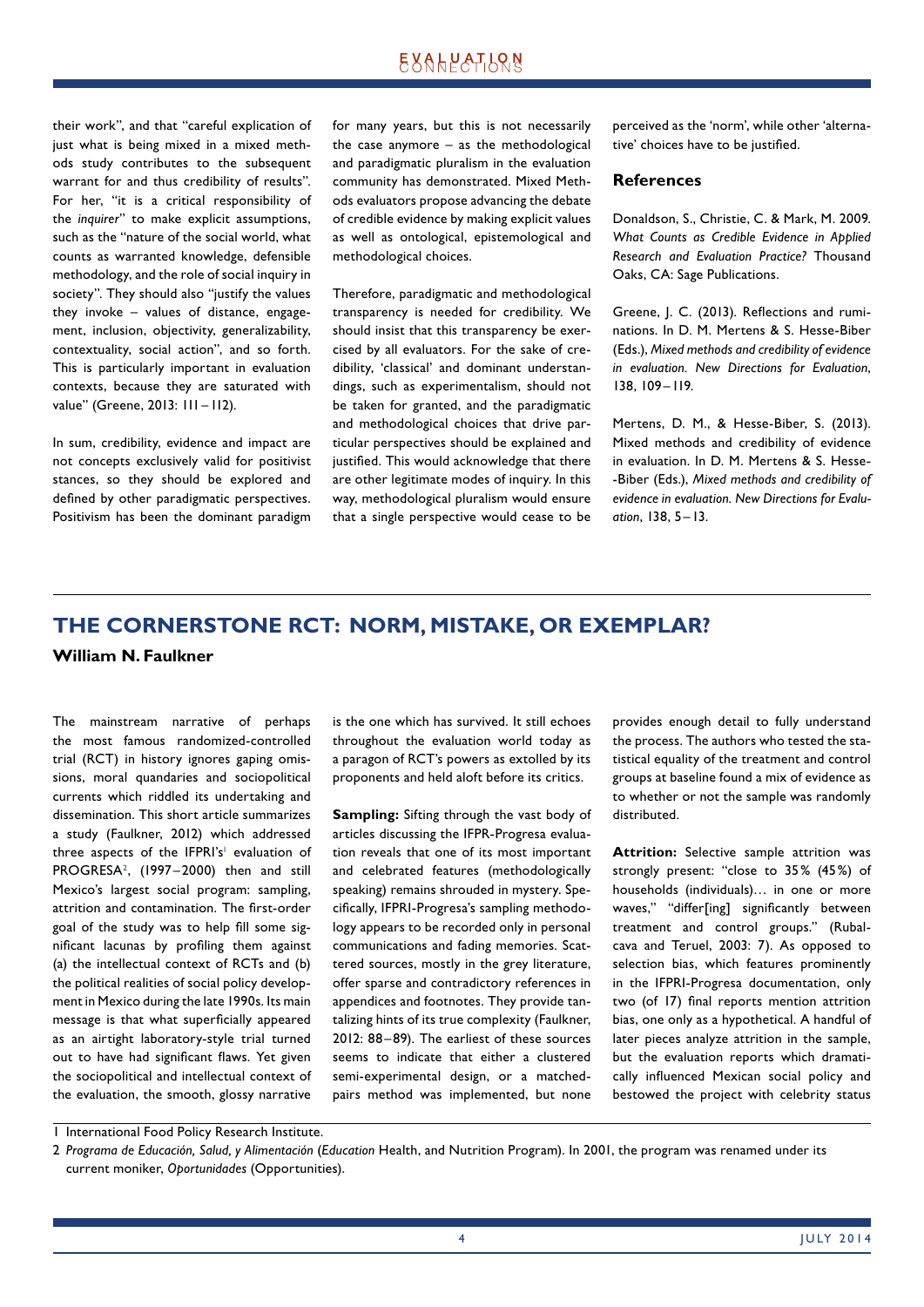their work", and that "careful explication of just what is being mixed in a mixed methods study contributes to the subsequent warrant for and thus credibility of results". For her, "it is a critical responsibility of the *inquirer*" to make explicit assumptions, such as the "nature of the social world, what counts as warranted knowledge, defensible methodology, and the role of social inquiry in society". They should also "justify the values they invoke – values of distance, engagement, inclusion, objectivity, generalizability, contextuality, social action", and so forth. This is particularly important in evaluation contexts, because they are saturated with value" (Greene, 2013: 111 – 112).

In sum, credibility, evidence and impact are not concepts exclusively valid for positivist stances, so they should be explored and defined by other paradigmatic perspectives. Positivism has been the dominant paradigm for many years, but this is not necessarily the case anymore – as the methodological and paradigmatic pluralism in the evaluation community has demonstrated. Mixed Methods evaluators propose advancing the debate of credible evidence by making explicit values as well as ontological, epistemological and methodological choices.

Therefore, paradigmatic and methodological transparency is needed for credibility. We should insist that this transparency be exercised by all evaluators. For the sake of credibility, 'classical' and dominant understandings, such as experimentalism, should not be taken for granted, and the paradigmatic and methodological choices that drive particular perspectives should be explained and justified. This would acknowledge that there are other legitimate modes of inquiry. In this way, methodological pluralism would ensure that a single perspective would cease to be perceived as the 'norm', while other 'alternative' choices have to be justified.

### References

Donaldson, S., Christie, C. & Mark, M. 2009. *What Counts as Credible Evidence in Applied Research and Evaluation Practice?* Thousand Oaks, CA: Sage Publications.

Greene, J. C. (2013). Reflections and ruminations. In D. M. Mertens & S. Hesse-Biber (Eds.), *Mixed methods and credibility of evidence in evaluation. New Directions for Evaluation*, 138, 109 – 119.

Mertens, D. M., & Hesse-Biber, S. (2013). Mixed methods and credibility of evidence in evaluation. In D. M. Mertens & S. Hesse-Biber (Eds.), *Mixed methods and credibility of evidence in evaluation. New Directions for Evaluation*, 138, 5 – 13.

## THE CORNERSTONE RCT: NORM, MISTAKE, OR EXEMPLAR?

**William N. Faulkner**

The mainstream narrative of perhaps the most famous randomized-controlled trial (RCT) in history ignores gaping omissions, moral quandaries and sociopolitical currents which riddled its undertaking and dissemination. This short article summarizes a study (Faulkner, 2012) which addressed three aspects of the IFPRI's[1] evaluation of PROGRESA[2], (1997 – 2000) then and still Mexico's largest social program: sampling, attrition and contamination. The first-order goal of the study was to help fill some significant lacunas by profiling them against (a) the intellectual context of RCTs and (b) the political realities of social policy development in Mexico during the late 1990s. Its main message is that what superficially appeared as an airtight laboratory-style trial turned out to have had significant flaws. Yet given the sociopolitical and intellectual context of the evaluation, the smooth, glossy narrative is the one which has survived. It still echoes throughout the evaluation world today as a paragon of RCT's powers as extolled by its proponents and held aloft before its critics.

**Sampling:** Sifting through the vast body of articles discussing the IFPR-Progresa evaluation reveals that one of its most important and celebrated features (methodologically speaking) remains shrouded in mystery. Specifically, IFPRI-Progresa's sampling methodology appears to be recorded only in personal communications and fading memories. Scattered sources, mostly in the grey literature, offer sparse and contradictory references in appendices and footnotes. They provide tantalizing hints of its true complexity (Faulkner, 2012: 88 – 89). The earliest of these sources seems to indicate that either a clustered semi-experimental design, or a matched-pairs method was implemented, but none provides enough detail to fully understand the process. The authors who tested the statistical equality of the treatment and control groups at baseline found a mix of evidence as to whether or not the sample was randomly distributed.

**Attrition:** Selective sample attrition was strongly present: "close to 35 % (45 %) of households (individuals)… in one or more waves," "differ[ing] significantly between treatment and control groups." (Rubalcava and Teruel, 2003: 7). As opposed to selection bias, which features prominently in the IFPRI-Progresa documentation, only two (of 17) final reports mention attrition bias, one only as a hypothetical. A handful of later pieces analyze attrition in the sample, but the evaluation reports which dramatically influenced Mexican social policy and bestowed the project with celebrity status

---

1 International Food Policy Research Institute.

2 *Programa de Educación, Salud, y Alimentación* (*Education* Health, and Nutrition Program). In 2001, the program was renamed under its current moniker, *Oportunidades* (Opportunities).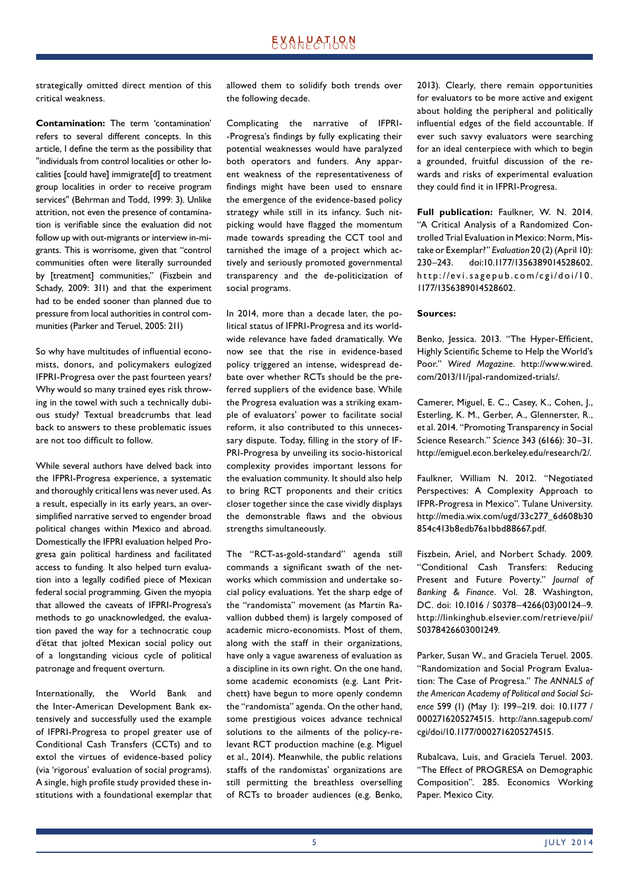strategically omitted direct mention of this critical weakness.

**Contamination:** The term 'contamination' refers to several different concepts. In this article, I define the term as the possibility that "individuals from control localities or other localities [could have] immigrate[d] to treatment group localities in order to receive program services" (Behrman and Todd, 1999: 3). Unlike attrition, not even the presence of contamination is verifiable since the evaluation did not follow up with out-migrants or interview in-migrants. This is worrisome, given that "control communities often were literally surrounded by [treatment] communities," (Fiszbein and Schady, 2009: 311) and that the experiment had to be ended sooner than planned due to pressure from local authorities in control communities (Parker and Teruel, 2005: 211)

So why have multitudes of influential economists, donors, and policymakers eulogized IFPRI-Progresa over the past fourteen years? Why would so many trained eyes risk throwing in the towel with such a technically dubious study? Textual breadcrumbs that lead back to answers to these problematic issues are not too difficult to follow.

While several authors have delved back into the IFPRI-Progresa experience, a systematic and thoroughly critical lens was never used. As a result, especially in its early years, an oversimplified narrative served to engender broad political changes within Mexico and abroad. Domestically the IFPRI evaluation helped Progresa gain political hardiness and facilitated access to funding. It also helped turn evaluation into a legally codified piece of Mexican federal social programming. Given the myopia that allowed the caveats of IFPRI-Progresa's methods to go unacknowledged, the evaluation paved the way for a technocratic coup d'état that jolted Mexican social policy out of a longstanding vicious cycle of political patronage and frequent overturn.

Internationally, the World Bank and the Inter-American Development Bank extensively and successfully used the example of IFPRI-Progresa to propel greater use of Conditional Cash Transfers (CCTs) and to extol the virtues of evidence-based policy (via 'rigorous' evaluation of social programs). A single, high profile study provided these institutions with a foundational exemplar that allowed them to solidify both trends over the following decade.

Complicating the narrative of IFPRI--Progresa's findings by fully explicating their potential weaknesses would have paralyzed both operators and funders. Any apparent weakness of the representativeness of findings might have been used to ensnare the emergence of the evidence-based policy strategy while still in its infancy. Such nit-picking would have flagged the momentum made towards spreading the CCT tool and tarnished the image of a project which actively and seriously promoted governmental transparency and the de-politicization of social programs.

In 2014, more than a decade later, the political status of IFPRI-Progresa and its worldwide relevance have faded dramatically. We now see that the rise in evidence-based policy triggered an intense, widespread debate over whether RCTs should be the preferred suppliers of the evidence base. While the Progresa evaluation was a striking example of evaluators' power to facilitate social reform, it also contributed to this unnecessary dispute. Today, filling in the story of IFPRI-Progresa by unveiling its socio-historical complexity provides important lessons for the evaluation community. It should also help to bring RCT proponents and their critics closer together since the case vividly displays the demonstrable flaws and the obvious strengths simultaneously.

The "RCT-as-gold-standard" agenda still commands a significant swath of the networks which commission and undertake social policy evaluations. Yet the sharp edge of the "randomista" movement (as Martin Ravallion dubbed them) is largely composed of academic micro-economists. Most of them, along with the staff in their organizations, have only a vague awareness of evaluation as a discipline in its own right. On the one hand, some academic economists (e.g. Lant Pritchett) have begun to more openly condemn the "randomista" agenda. On the other hand, some prestigious voices advance technical solutions to the ailments of the policy-relevant RCT production machine (e.g. Miguel et al., 2014). Meanwhile, the public relations staffs of the randomistas' organizations are still permitting the breathless overselling of RCTs to broader audiences (e.g. Benko, 2013). Clearly, there remain opportunities for evaluators to be more active and exigent about holding the peripheral and politically influential edges of the field accountable. If ever such savvy evaluators were searching for an ideal centerpiece with which to begin a grounded, fruitful discussion of the rewards and risks of experimental evaluation they could find it in IFPRI-Progresa.

**Full publication:** Faulkner, W. N. 2014. "A Critical Analysis of a Randomized Controlled Trial Evaluation in Mexico: Norm, Mistake or Exemplar?" *Evaluation* 20 (2) (April 10): 230–243. doi:10.1177/1356389014528602. http://evi.sagepub.com/cgi/doi/10.1177/1356389014528602.

**Sources:**

Benko, Jessica. 2013. "The Hyper-Efficient, Highly Scientific Scheme to Help the World's Poor." *Wired Magazine*. http://www.wired.com/2013/11/jpal-randomized-trials/.

Camerer, Miguel, E. C., Casey, K., Cohen, J., Esterling, K. M., Gerber, A., Glennerster, R., et al. 2014. "Promoting Transparency in Social Science Research." *Science* 343 (6166): 30–31. http://emiguel.econ.berkeley.edu/research/2/.

Faulkner, William N. 2012. "Negotiated Perspectives: A Complexity Approach to IFPR-Progresa in Mexico". Tulane University. http://media.wix.com/ugd/33c277_6d608b30854c413b8edb76a1bbd88667.pdf.

Fiszbein, Ariel, and Norbert Schady. 2009. "Conditional Cash Transfers: Reducing Present and Future Poverty." *Journal of Banking & Finance*. Vol. 28. Washington, DC. doi: 10.1016 / S0378–4266(03)00124–9. http://linkinghub.elsevier.com/retrieve/pii/S0378426603001249.

Parker, Susan W., and Graciela Teruel. 2005. "Randomization and Social Program Evaluation: The Case of Progresa." *The ANNALS of the American Academy of Political and Social Science* 599 (1) (May 1): 199–219. doi: 10.1177 / 0002716205274515. http://ann.sagepub.com/cgi/doi/10.1177/0002716205274515.

Rubalcava, Luis, and Graciela Teruel. 2003. "The Effect of PROGRESA on Demographic Composition". 285. Economics Working Paper. Mexico City.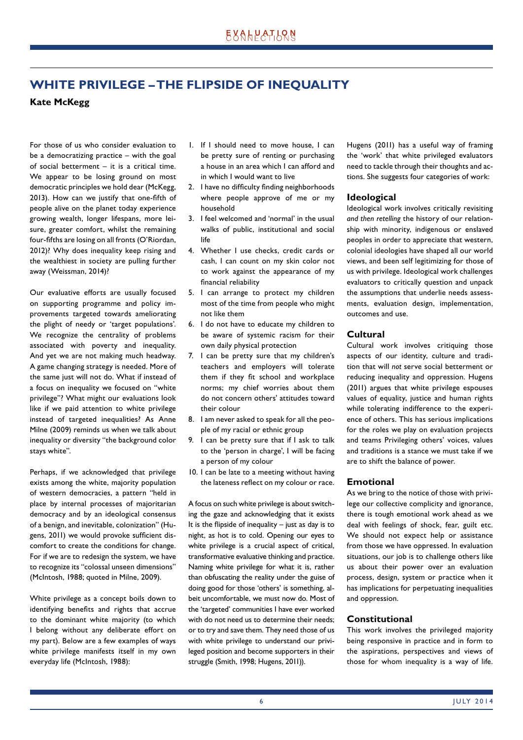# WHITE PRIVILEGE – THE FLIPSIDE OF INEQUALITY

**Kate McKegg**

For those of us who consider evaluation to be a democratizing practice – with the goal of social betterment – it is a critical time. We appear to be losing ground on most democratic principles we hold dear (McKegg, 2013). How can we justify that one-fifth of people alive on the planet today experience growing wealth, longer lifespans, more leisure, greater comfort, whilst the remaining four-fifths are losing on all fronts (O'Riordan, 2012)? Why does inequality keep rising and the wealthiest in society are pulling further away (Weissman, 2014)?

Our evaluative efforts are usually focused on supporting programme and policy improvements targeted towards ameliorating the plight of needy or 'target populations'. We recognize the centrality of problems associated with poverty and inequality. And yet we are not making much headway. A game changing strategy is needed. More of the same just will not do. What if instead of a focus on inequality we focused on "white privilege"? What might our evaluations look like if we paid attention to white privilege instead of targeted inequalities? As Anne Milne (2009) reminds us when we talk about inequality or diversity "the background color stays white".

Perhaps, if we acknowledged that privilege exists among the white, majority population of western democracies, a pattern "held in place by internal processes of majoritarian democracy and by an ideological consensus of a benign, and inevitable, colonization" (Hugens, 2011) we would provoke sufficient discomfort to create the conditions for change. For if we are to redesign the system, we have to recognize its "colossal unseen dimensions" (McIntosh, 1988; quoted in Milne, 2009).

White privilege as a concept boils down to identifying benefits and rights that accrue to the dominant white majority (to which I belong without any deliberate effort on my part). Below are a few examples of ways white privilege manifests itself in my own everyday life (McIntosh, 1988):

1. If I should need to move house, I can be pretty sure of renting or purchasing a house in an area which I can afford and in which I would want to live
2. I have no difficulty finding neighborhoods where people approve of me or my household
3. I feel welcomed and 'normal' in the usual walks of public, institutional and social life
4. Whether I use checks, credit cards or cash, I can count on my skin color not to work against the appearance of my financial reliability
5. I can arrange to protect my children most of the time from people who might not like them
6. I do not have to educate my children to be aware of systemic racism for their own daily physical protection
7. I can be pretty sure that my children's teachers and employers will tolerate them if they fit school and workplace norms; my chief worries about them do not concern others' attitudes toward their colour
8. I am never asked to speak for all the people of my racial or ethnic group
9. I can be pretty sure that if I ask to talk to the 'person in charge', I will be facing a person of my colour
10. I can be late to a meeting without having the lateness reflect on my colour or race.

A focus on such white privilege is about switching the gaze and acknowledging that it exists It is the flipside of inequality – just as day is to night, as hot is to cold. Opening our eyes to white privilege is a crucial aspect of critical, transformative evaluative thinking and practice. Naming white privilege for what it is, rather than obfuscating the reality under the guise of doing good for those 'others' is something, albeit uncomfortable, we must now do. Most of the 'targeted' communities I have ever worked with do not need us to determine their needs; or to try and save them. They need those of us with white privilege to understand our privileged position and become supporters in their struggle (Smith, 1998; Hugens, 2011)).

Hugens (2011) has a useful way of framing the 'work' that white privileged evaluators need to tackle through their thoughts and actions. She suggests four categories of work:

### Ideological

Ideological work involves critically revisiting *and then retelling* the history of our relationship with minority, indigenous or enslaved peoples in order to appreciate that western, colonial ideologies have shaped all our world views, and been self legitimizing for those of us with privilege. Ideological work challenges evaluators to critically question and unpack the assumptions that underlie needs assessments, evaluation design, implementation, outcomes and use.

### Cultural

Cultural work involves critiquing those aspects of our identity, culture and tradition that will *not* serve social betterment or reducing inequality and oppression. Hugens (2011) argues that white privilege espouses values of equality, justice and human rights while tolerating indifference to the experience of others. This has serious implications for the roles we play on evaluation projects and teams Privileging others' voices, values and traditions is a stance we must take if we are to shift the balance of power.

### Emotional

As we bring to the notice of those with privilege our collective complicity and ignorance, there is tough emotional work ahead as we deal with feelings of shock, fear, guilt etc. We should not expect help or assistance from those we have oppressed. In evaluation situations, our job is to challenge others like us about their power over an evaluation process, design, system or practice when it has implications for perpetuating inequalities and oppression.

### Constitutional

This work involves the privileged majority being responsive in practice and in form to the aspirations, perspectives and views of those for whom inequality is a way of life.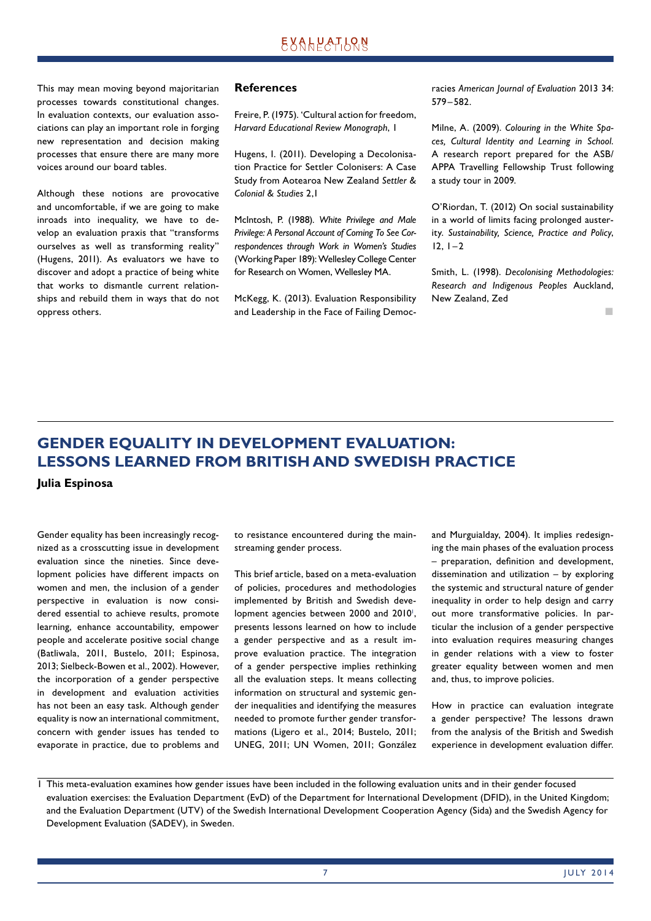This may mean moving beyond majoritarian processes towards constitutional changes. In evaluation contexts, our evaluation associations can play an important role in forging new representation and decision making processes that ensure there are many more voices around our board tables.

Although these notions are provocative and uncomfortable, if we are going to make inroads into inequality, we have to develop an evaluation praxis that "transforms ourselves as well as transforming reality" (Hugens, 2011). As evaluators we have to discover and adopt a practice of being white that works to dismantle current relationships and rebuild them in ways that do not oppress others.

### References

Freire, P. (1975). 'Cultural action for freedom, *Harvard Educational Review Monograph*, 1

Hugens, I. (2011). Developing a Decolonisation Practice for Settler Colonisers: A Case Study from Aotearoa New Zealand *Settler & Colonial & Studies* 2,1

McIntosh, P. (1988). *White Privilege and Male Privilege: A Personal Account of Coming To See Correspondences through Work in Women's Studies* (Working Paper 189): Wellesley College Center for Research on Women, Wellesley MA.

McKegg, K. (2013). Evaluation Responsibility and Leadership in the Face of Failing Democracies *American Journal of Evaluation* 2013 34: 579–582.

Milne, A. (2009). *Colouring in the White Spaces, Cultural Identity and Learning in School.* A research report prepared for the ASB/APPA Travelling Fellowship Trust following a study tour in 2009.

O'Riordan, T. (2012) On social sustainability in a world of limits facing prolonged austerity. *Sustainability, Science, Practice and Policy*, 12, 1–2

Smith, L. (1998). *Decolonising Methodologies: Research and Indigenous Peoples* Auckland, New Zealand, Zed

## GENDER EQUALITY IN DEVELOPMENT EVALUATION: LESSONS LEARNED FROM BRITISH AND SWEDISH PRACTICE

**Julia Espinosa**

Gender equality has been increasingly recognized as a crosscutting issue in development evaluation since the nineties. Since development policies have different impacts on women and men, the inclusion of a gender perspective in evaluation is now considered essential to achieve results, promote learning, enhance accountability, empower people and accelerate positive social change (Batliwala, 2011, Bustelo, 2011; Espinosa, 2013; Sielbeck-Bowen et al., 2002). However, the incorporation of a gender perspective in development and evaluation activities has not been an easy task. Although gender equality is now an international commitment, concern with gender issues has tended to evaporate in practice, due to problems and to resistance encountered during the mainstreaming gender process.

This brief article, based on a meta-evaluation of policies, procedures and methodologies implemented by British and Swedish development agencies between 2000 and 2010[1], presents lessons learned on how to include a gender perspective and as a result improve evaluation practice. The integration of a gender perspective implies rethinking all the evaluation steps. It means collecting information on structural and systemic gender inequalities and identifying the measures needed to promote further gender transformations (Ligero et al., 2014; Bustelo, 2011; UNEG, 2011; UN Women, 2011; González and Murguialday, 2004). It implies redesigning the main phases of the evaluation process – preparation, definition and development, dissemination and utilization – by exploring the systemic and structural nature of gender inequality in order to help design and carry out more transformative policies. In particular the inclusion of a gender perspective into evaluation requires measuring changes in gender relations with a view to foster greater equality between women and men and, thus, to improve policies.

How in practice can evaluation integrate a gender perspective? The lessons drawn from the analysis of the British and Swedish experience in development evaluation differ.

1 This meta-evaluation examines how gender issues have been included in the following evaluation units and in their gender focused evaluation exercises: the Evaluation Department (EvD) of the Department for International Development (DFID), in the United Kingdom; and the Evaluation Department (UTV) of the Swedish International Development Cooperation Agency (Sida) and the Swedish Agency for Development Evaluation (SADEV), in Sweden.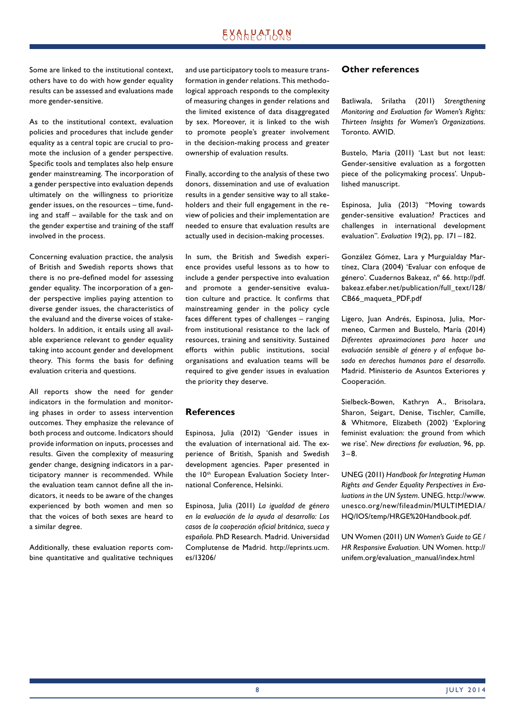Some are linked to the institutional context, others have to do with how gender equality results can be assessed and evaluations made more gender-sensitive.

As to the institutional context, evaluation policies and procedures that include gender equality as a central topic are crucial to promote the inclusion of a gender perspective. Specific tools and templates also help ensure gender mainstreaming. The incorporation of a gender perspective into evaluation depends ultimately on the willingness to prioritize gender issues, on the resources – time, funding and staff – available for the task and on the gender expertise and training of the staff involved in the process.

Concerning evaluation practice, the analysis of British and Swedish reports shows that there is no pre-defined model for assessing gender equality. The incorporation of a gender perspective implies paying attention to diverse gender issues, the characteristics of the evaluand and the diverse voices of stakeholders. In addition, it entails using all available experience relevant to gender equality taking into account gender and development theory. This forms the basis for defining evaluation criteria and questions.

All reports show the need for gender indicators in the formulation and monitoring phases in order to assess intervention outcomes. They emphasize the relevance of both process and outcome. Indicators should provide information on inputs, processes and results. Given the complexity of measuring gender change, designing indicators in a participatory manner is recommended. While the evaluation team cannot define all the indicators, it needs to be aware of the changes experienced by both women and men so that the voices of both sexes are heard to a similar degree.

Additionally, these evaluation reports combine quantitative and qualitative techniques and use participatory tools to measure transformation in gender relations. This methodological approach responds to the complexity of measuring changes in gender relations and the limited existence of data disaggregated by sex. Moreover, it is linked to the wish to promote people's greater involvement in the decision-making process and greater ownership of evaluation results.

Finally, according to the analysis of these two donors, dissemination and use of evaluation results in a gender sensitive way to all stakeholders and their full engagement in the review of policies and their implementation are needed to ensure that evaluation results are actually used in decision-making processes.

In sum, the British and Swedish experience provides useful lessons as to how to include a gender perspective into evaluation and promote a gender-sensitive evaluation culture and practice. It confirms that mainstreaming gender in the policy cycle faces different types of challenges – ranging from institutional resistance to the lack of resources, training and sensitivity. Sustained efforts within public institutions, social organisations and evaluation teams will be required to give gender issues in evaluation the priority they deserve.

## References

Espinosa, Julia (2012) 'Gender issues in the evaluation of international aid. The experience of British, Spanish and Swedish development agencies. Paper presented in the 10th European Evaluation Society International Conference, Helsinki.

Espinosa, Julia (2011) *La igualdad de género en la evaluación de la ayuda al desarrollo: Los casos de la cooperación oficial británica, sueca y española.* PhD Research. Madrid. Universidad Complutense de Madrid. http://eprints.ucm.es/13206/

## Other references

Batliwala, Srilatha (2011) *Strengthening Monitoring and Evaluation for Women's Rights: Thirteen Insights for Women's Organizations.* Toronto. AWID.

Bustelo, Maria (2011) 'Last but not least: Gender-sensitive evaluation as a forgotten piece of the policymaking process'. Unpublished manuscript.

Espinosa, Julia (2013) "Moving towards gender-sensitive evaluation? Practices and challenges in international development evaluation". *Evaluation* 19(2), pp. 171–182.

González Gómez, Lara y Murguialday Martínez, Clara (2004) 'Evaluar con enfoque de género'. Cuadernos Bakeaz, nº 66. http://pdf.bakeaz.efaber.net/publication/full_text/128/CB66_maqueta_PDF.pdf

Ligero, Juan Andrés, Espinosa, Julia, Mormeneo, Carmen and Bustelo, María (2014) *Diferentes aproximaciones para hacer una evaluación sensible al género y al enfoque basado en derechos humanos para el desarrollo.* Madrid. Ministerio de Asuntos Exteriores y Cooperación.

Sielbeck-Bowen, Kathryn A., Brisolara, Sharon, Seigart, Denise, Tischler, Camille, & Whitmore, Elizabeth (2002) 'Exploring feminist evaluation: the ground from which we rise'. *New directions for evaluation*, 96, pp. 3–8.

UNEG (2011) *Handbook for Integrating Human Rights and Gender Equality Perspectives in Evaluations in the UN System*. UNEG. http://www.unesco.org/new/fileadmin/MULTIMEDIA/HQ/IOS/temp/HRGE%20Handbook.pdf.

UN Women (2011) *UN Women's Guide to GE / HR Responsive Evaluation*. UN Women. http://unifem.org/evaluation_manual/index.html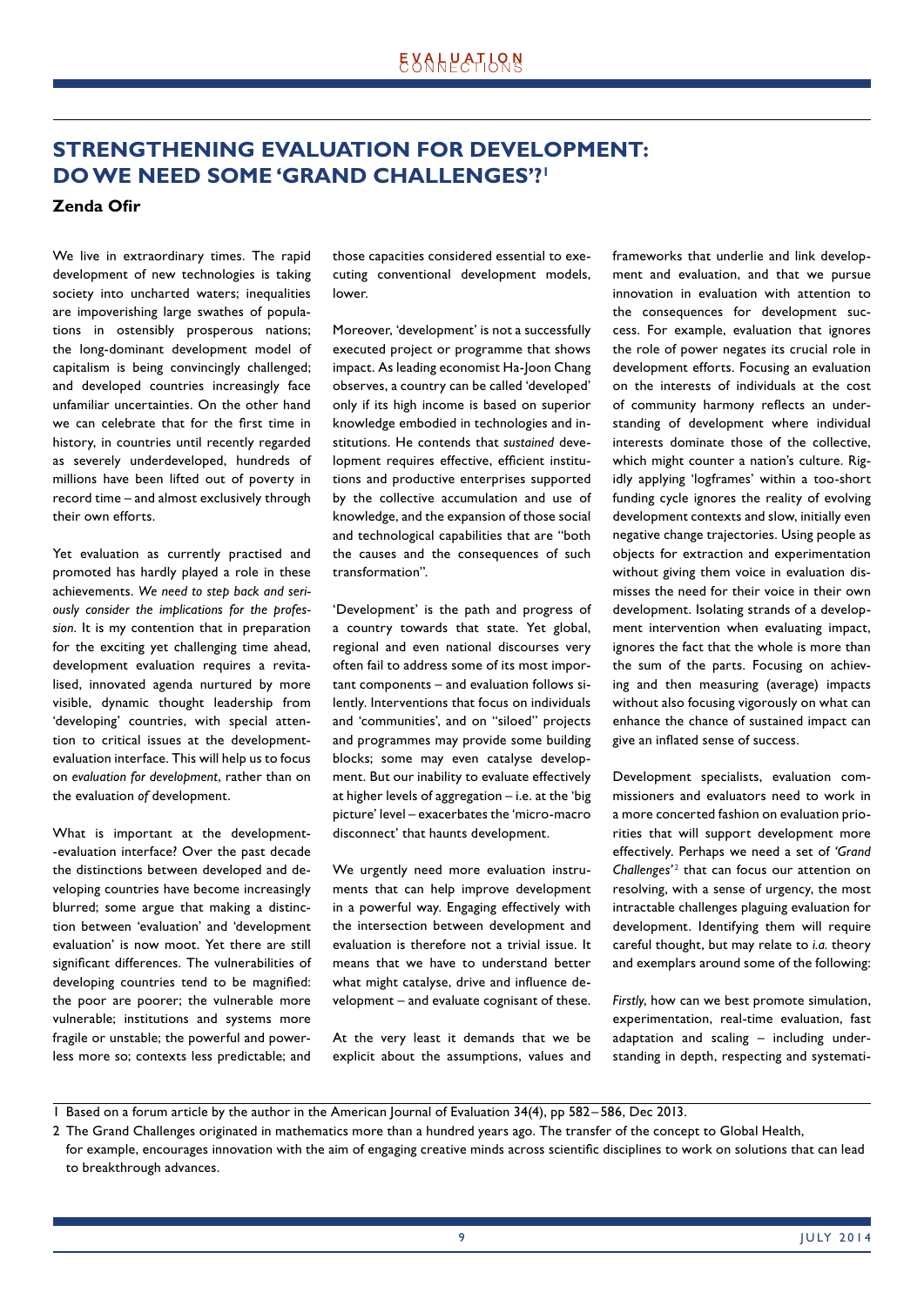# STRENGTHENING EVALUATION FOR DEVELOPMENT: DO WE NEED SOME 'GRAND CHALLENGES'?[1]

**Zenda Ofir**

We live in extraordinary times. The rapid development of new technologies is taking society into uncharted waters; inequalities are impoverishing large swathes of populations in ostensibly prosperous nations; the long-dominant development model of capitalism is being convincingly challenged; and developed countries increasingly face unfamiliar uncertainties. On the other hand we can celebrate that for the first time in history, in countries until recently regarded as severely underdeveloped, hundreds of millions have been lifted out of poverty in record time – and almost exclusively through their own efforts.

Yet evaluation as currently practised and promoted has hardly played a role in these achievements. *We need to step back and seriously consider the implications for the profession*. It is my contention that in preparation for the exciting yet challenging time ahead, development evaluation requires a revitalised, innovated agenda nurtured by more visible, dynamic thought leadership from 'developing' countries, with special attention to critical issues at the development-evaluation interface. This will help us to focus on *evaluation for development*, rather than on the evaluation *of* development.

What is important at the development-evaluation interface? Over the past decade the distinctions between developed and developing countries have become increasingly blurred; some argue that making a distinction between 'evaluation' and 'development evaluation' is now moot. Yet there are still significant differences. The vulnerabilities of developing countries tend to be magnified: the poor are poorer; the vulnerable more vulnerable; institutions and systems more fragile or unstable; the powerful and powerless more so; contexts less predictable; and those capacities considered essential to executing conventional development models, lower.

Moreover, 'development' is not a successfully executed project or programme that shows impact. As leading economist Ha-Joon Chang observes, a country can be called 'developed' only if its high income is based on superior knowledge embodied in technologies and institutions. He contends that *sustained* development requires effective, efficient institutions and productive enterprises supported by the collective accumulation and use of knowledge, and the expansion of those social and technological capabilities that are "both the causes and the consequences of such transformation".

'Development' is the path and progress of a country towards that state. Yet global, regional and even national discourses very often fail to address some of its most important components – and evaluation follows silently. Interventions that focus on individuals and 'communities', and on "siloed" projects and programmes may provide some building blocks; some may even catalyse development. But our inability to evaluate effectively at higher levels of aggregation – i.e. at the 'big picture' level – exacerbates the 'micro-macro disconnect' that haunts development.

We urgently need more evaluation instruments that can help improve development in a powerful way. Engaging effectively with the intersection between development and evaluation is therefore not a trivial issue. It means that we have to understand better what might catalyse, drive and influence development – and evaluate cognisant of these.

At the very least it demands that we be explicit about the assumptions, values and frameworks that underlie and link development and evaluation, and that we pursue innovation in evaluation with attention to the consequences for development success. For example, evaluation that ignores the role of power negates its crucial role in development efforts. Focusing an evaluation on the interests of individuals at the cost of community harmony reflects an understanding of development where individual interests dominate those of the collective, which might counter a nation's culture. Rigidly applying 'logframes' within a too-short funding cycle ignores the reality of evolving development contexts and slow, initially even negative change trajectories. Using people as objects for extraction and experimentation without giving them voice in evaluation dismisses the need for their voice in their own development. Isolating strands of a development intervention when evaluating impact, ignores the fact that the whole is more than the sum of the parts. Focusing on achieving and then measuring (average) impacts without also focusing vigorously on what can enhance the chance of sustained impact can give an inflated sense of success.

Development specialists, evaluation commissioners and evaluators need to work in a more concerted fashion on evaluation priorities that will support development more effectively. Perhaps we need a set of *'Grand Challenges'*[2] that can focus our attention on resolving, with a sense of urgency, the most intractable challenges plaguing evaluation for development. Identifying them will require careful thought, but may relate to *i.a.* theory and exemplars around some of the following:

*Firstly*, how can we best promote simulation, experimentation, real-time evaluation, fast adaptation and scaling – including understanding in depth, respecting and systemati-

---

1 Based on a forum article by the author in the American Journal of Evaluation 34(4), pp 582–586, Dec 2013.

2 The Grand Challenges originated in mathematics more than a hundred years ago. The transfer of the concept to Global Health, for example, encourages innovation with the aim of engaging creative minds across scientific disciplines to work on solutions that can lead to breakthrough advances.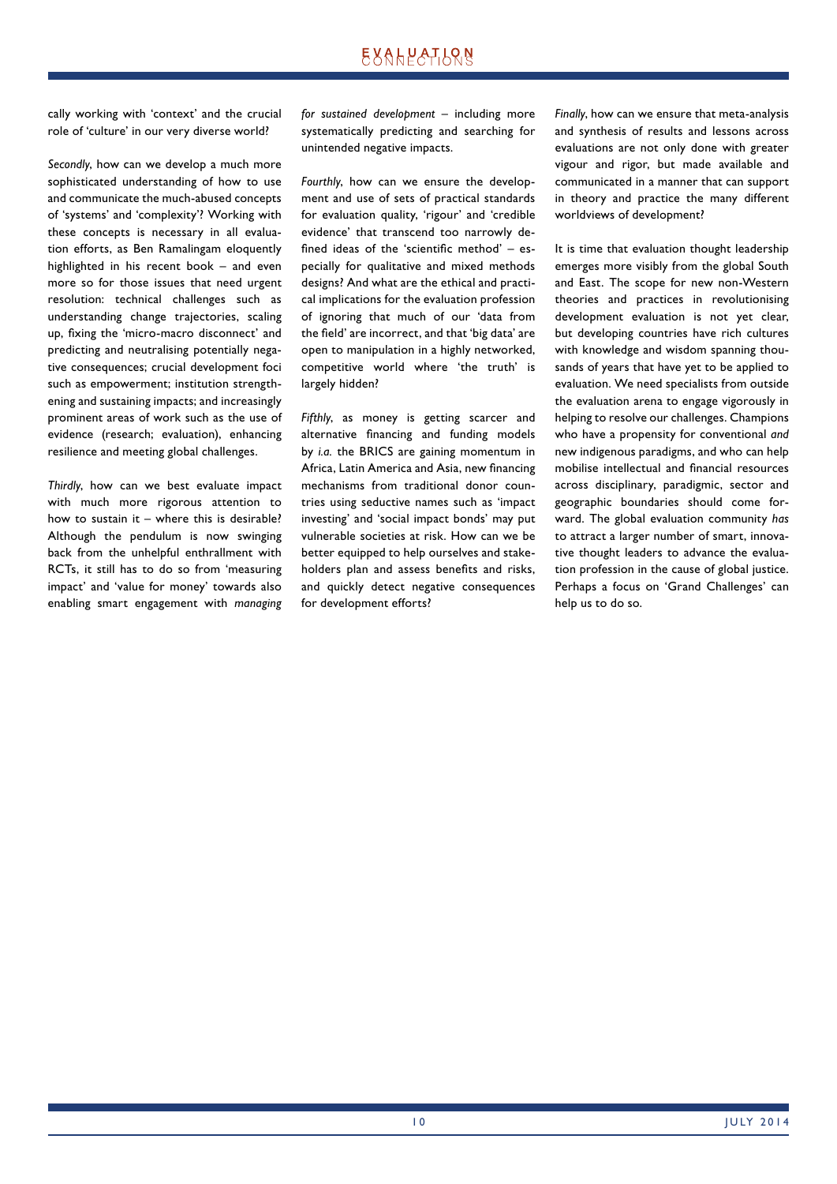cally working with 'context' and the crucial role of 'culture' in our very diverse world?

*Secondly*, how can we develop a much more sophisticated understanding of how to use and communicate the much-abused concepts of 'systems' and 'complexity'? Working with these concepts is necessary in all evaluation efforts, as Ben Ramalingam eloquently highlighted in his recent book – and even more so for those issues that need urgent resolution: technical challenges such as understanding change trajectories, scaling up, fixing the 'micro-macro disconnect' and predicting and neutralising potentially negative consequences; crucial development foci such as empowerment; institution strengthening and sustaining impacts; and increasingly prominent areas of work such as the use of evidence (research; evaluation), enhancing resilience and meeting global challenges.

*Thirdly*, how can we best evaluate impact with much more rigorous attention to how to sustain it – where this is desirable? Although the pendulum is now swinging back from the unhelpful enthrallment with RCTs, it still has to do so from 'measuring impact' and 'value for money' towards also enabling smart engagement with *managing for sustained development* – including more systematically predicting and searching for unintended negative impacts.

*Fourthly*, how can we ensure the development and use of sets of practical standards for evaluation quality, 'rigour' and 'credible evidence' that transcend too narrowly defined ideas of the 'scientific method' – especially for qualitative and mixed methods designs? And what are the ethical and practical implications for the evaluation profession of ignoring that much of our 'data from the field' are incorrect, and that 'big data' are open to manipulation in a highly networked, competitive world where 'the truth' is largely hidden?

*Fifthly*, as money is getting scarcer and alternative financing and funding models by *i.a.* the BRICS are gaining momentum in Africa, Latin America and Asia, new financing mechanisms from traditional donor countries using seductive names such as 'impact investing' and 'social impact bonds' may put vulnerable societies at risk. How can we be better equipped to help ourselves and stakeholders plan and assess benefits and risks, and quickly detect negative consequences for development efforts?

*Finally*, how can we ensure that meta-analysis and synthesis of results and lessons across evaluations are not only done with greater vigour and rigor, but made available and communicated in a manner that can support in theory and practice the many different worldviews of development?

It is time that evaluation thought leadership emerges more visibly from the global South and East. The scope for new non-Western theories and practices in revolutionising development evaluation is not yet clear, but developing countries have rich cultures with knowledge and wisdom spanning thousands of years that have yet to be applied to evaluation. We need specialists from outside the evaluation arena to engage vigorously in helping to resolve our challenges. Champions who have a propensity for conventional *and* new indigenous paradigms, and who can help mobilise intellectual and financial resources across disciplinary, paradigmic, sector and geographic boundaries should come forward. The global evaluation community *has* to attract a larger number of smart, innovative thought leaders to advance the evaluation profession in the cause of global justice. Perhaps a focus on 'Grand Challenges' can help us to do so.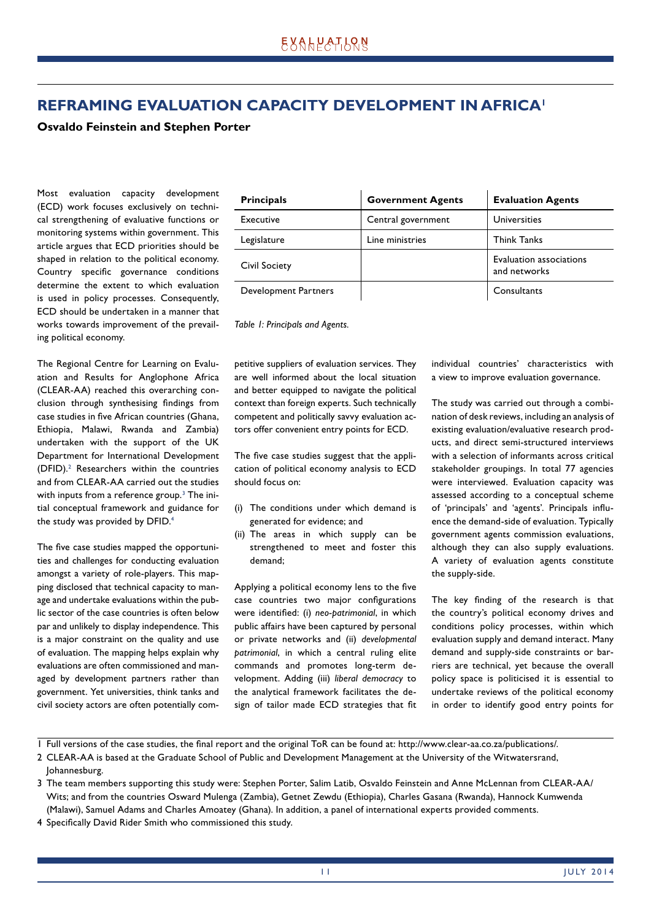# REFRAMING EVALUATION CAPACITY DEVELOPMENT IN AFRICA[1]

**Osvaldo Feinstein and Stephen Porter**

Most evaluation capacity development (ECD) work focuses exclusively on technical strengthening of evaluative functions or monitoring systems within government. This article argues that ECD priorities should be shaped in relation to the political economy. Country specific governance conditions determine the extent to which evaluation is used in policy processes. Consequently, ECD should be undertaken in a manner that works towards improvement of the prevailing political economy.

The Regional Centre for Learning on Evaluation and Results for Anglophone Africa (CLEAR-AA) reached this overarching conclusion through synthesising findings from case studies in five African countries (Ghana, Ethiopia, Malawi, Rwanda and Zambia) undertaken with the support of the UK Department for International Development (DFID).[2] Researchers within the countries and from CLEAR-AA carried out the studies with inputs from a reference group.[3] The initial conceptual framework and guidance for the study was provided by DFID.[4]

The five case studies mapped the opportunities and challenges for conducting evaluation amongst a variety of role-players. This mapping disclosed that technical capacity to manage and undertake evaluations within the public sector of the case countries is often below par and unlikely to display independence. This is a major constraint on the quality and use of evaluation. The mapping helps explain why evaluations are often commissioned and managed by development partners rather than government. Yet universities, think tanks and civil society actors are often potentially competitive suppliers of evaluation services. They are well informed about the local situation and better equipped to navigate the political context than foreign experts. Such technically competent and politically savvy evaluation actors offer convenient entry points for ECD.

| Principals | Government Agents | Evaluation Agents |
|---|---|---|
| Executive | Central government | Universities |
| Legislature | Line ministries | Think Tanks |
| Civil Society | | Evaluation associations and networks |
| Development Partners | | Consultants |

*Table 1: Principals and Agents.*

The five case studies suggest that the application of political economy analysis to ECD should focus on:

(i) The conditions under which demand is generated for evidence; and
(ii) The areas in which supply can be strengthened to meet and foster this demand;

Applying a political economy lens to the five case countries two major configurations were identified: (i) *neo-patrimonial*, in which public affairs have been captured by personal or private networks and (ii) *developmental patrimonial*, in which a central ruling elite commands and promotes long-term development. Adding (iii) *liberal democracy* to the analytical framework facilitates the design of tailor made ECD strategies that fit individual countries' characteristics with a view to improve evaluation governance.

The study was carried out through a combination of desk reviews, including an analysis of existing evaluation/evaluative research products, and direct semi-structured interviews with a selection of informants across critical stakeholder groupings. In total 77 agencies were interviewed. Evaluation capacity was assessed according to a conceptual scheme of 'principals' and 'agents'. Principals influence the demand-side of evaluation. Typically government agents commission evaluations, although they can also supply evaluations. A variety of evaluation agents constitute the supply-side.

The key finding of the research is that the country's political economy drives and conditions policy processes, within which evaluation supply and demand interact. Many demand and supply-side constraints or barriers are technical, yet because the overall policy space is politicised it is essential to undertake reviews of the political economy in order to identify good entry points for

---

1 Full versions of the case studies, the final report and the original ToR can be found at: http://www.clear-aa.co.za/publications/.

2 CLEAR-AA is based at the Graduate School of Public and Development Management at the University of the Witwatersrand, Johannesburg.

3 The team members supporting this study were: Stephen Porter, Salim Latib, Osvaldo Feinstein and Anne McLennan from CLEAR-AA/Wits; and from the countries Osward Mulenga (Zambia), Getnet Zewdu (Ethiopia), Charles Gasana (Rwanda), Hannock Kumwenda (Malawi), Samuel Adams and Charles Amoatey (Ghana). In addition, a panel of international experts provided comments.

4 Specifically David Rider Smith who commissioned this study.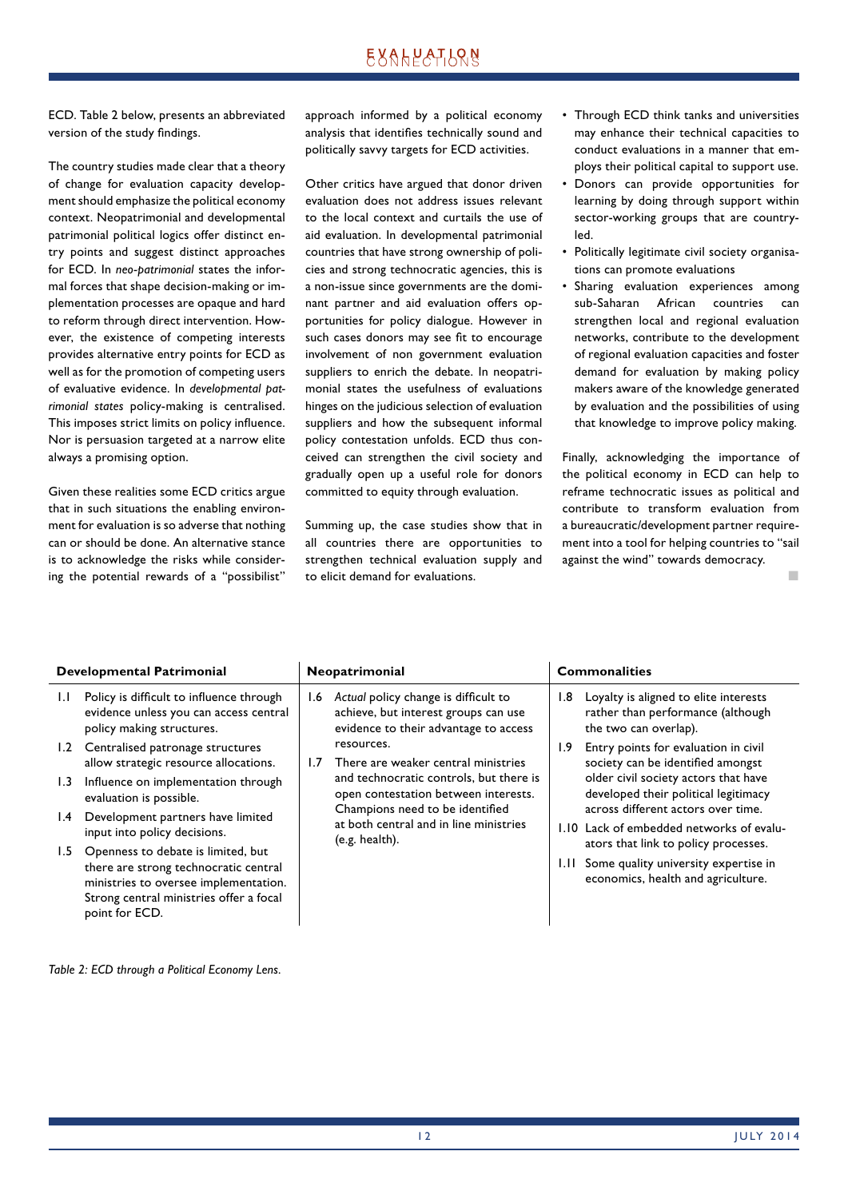ECD. Table 2 below, presents an abbreviated version of the study findings.

The country studies made clear that a theory of change for evaluation capacity development should emphasize the political economy context. Neopatrimonial and developmental patrimonial political logics offer distinct entry points and suggest distinct approaches for ECD. In *neo-patrimonial* states the informal forces that shape decision-making or implementation processes are opaque and hard to reform through direct intervention. However, the existence of competing interests provides alternative entry points for ECD as well as for the promotion of competing users of evaluative evidence. In *developmental patrimonial states* policy-making is centralised. This imposes strict limits on policy influence. Nor is persuasion targeted at a narrow elite always a promising option.

Given these realities some ECD critics argue that in such situations the enabling environment for evaluation is so adverse that nothing can or should be done. An alternative stance is to acknowledge the risks while considering the potential rewards of a "possibilist" approach informed by a political economy analysis that identifies technically sound and politically savvy targets for ECD activities.

Other critics have argued that donor driven evaluation does not address issues relevant to the local context and curtails the use of aid evaluation. In developmental patrimonial countries that have strong ownership of policies and strong technocratic agencies, this is a non-issue since governments are the dominant partner and aid evaluation offers opportunities for policy dialogue. However in such cases donors may see fit to encourage involvement of non government evaluation suppliers to enrich the debate. In neopatrimonial states the usefulness of evaluations hinges on the judicious selection of evaluation suppliers and how the subsequent informal policy contestation unfolds. ECD thus conceived can strengthen the civil society and gradually open up a useful role for donors committed to equity through evaluation.

Summing up, the case studies show that in all countries there are opportunities to strengthen technical evaluation supply and to elicit demand for evaluations.

- Through ECD think tanks and universities may enhance their technical capacities to conduct evaluations in a manner that employs their political capital to support use.
- Donors can provide opportunities for learning by doing through support within sector-working groups that are country-led.
- Politically legitimate civil society organisations can promote evaluations
- Sharing evaluation experiences among sub-Saharan African countries can strengthen local and regional evaluation networks, contribute to the development of regional evaluation capacities and foster demand for evaluation by making policy makers aware of the knowledge generated by evaluation and the possibilities of using that knowledge to improve policy making.

Finally, acknowledging the importance of the political economy in ECD can help to reframe technocratic issues as political and contribute to transform evaluation from a bureaucratic/development partner requirement into a tool for helping countries to "sail against the wind" towards democracy.

| Developmental Patrimonial | Neopatrimonial | Commonalities |
|---|---|---|
| 1.1 Policy is difficult to influence through evidence unless you can access central policy making structures.<br>1.2 Centralised patronage structures allow strategic resource allocations.<br>1.3 Influence on implementation through evaluation is possible.<br>1.4 Development partners have limited input into policy decisions.<br>1.5 Openness to debate is limited, but there are strong technocratic central ministries to oversee implementation. Strong central ministries offer a focal point for ECD. | 1.6 *Actual* policy change is difficult to achieve, but interest groups can use evidence to their advantage to access resources.<br>1.7 There are weaker central ministries and technocratic controls, but there is open contestation between interests. Champions need to be identified at both central and in line ministries (e.g. health). | 1.8 Loyalty is aligned to elite interests rather than performance (although the two can overlap).<br>1.9 Entry points for evaluation in civil society can be identified amongst older civil society actors that have developed their political legitimacy across different actors over time.<br>1.10 Lack of embedded networks of evaluators that link to policy processes.<br>1.11 Some quality university expertise in economics, health and agriculture. |

*Table 2: ECD through a Political Economy Lens.*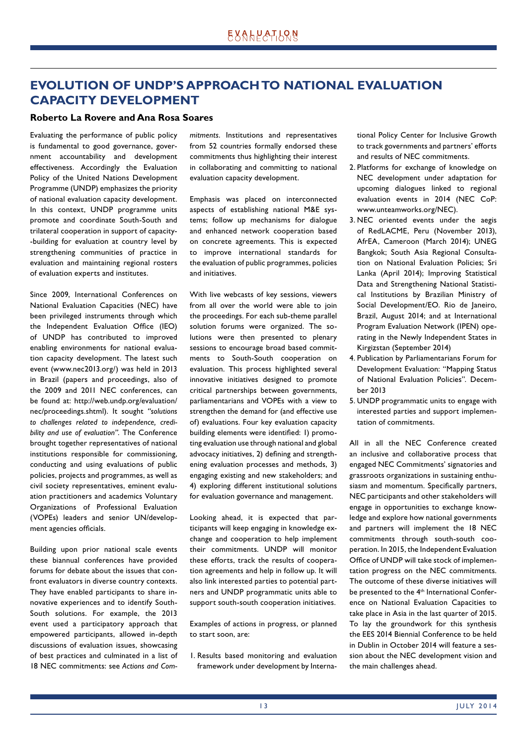# EVOLUTION OF UNDP'S APPROACH TO NATIONAL EVALUATION CAPACITY DEVELOPMENT

**Roberto La Rovere and Ana Rosa Soares**

Evaluating the performance of public policy is fundamental to good governance, government accountability and development effectiveness. Accordingly the Evaluation Policy of the United Nations Development Programme (UNDP) emphasizes the priority of national evaluation capacity development. In this context, UNDP programme units promote and coordinate South-South and trilateral cooperation in support of capacity-building for evaluation at country level by strengthening communities of practice in evaluation and maintaining regional rosters of evaluation experts and institutes.

Since 2009, International Conferences on National Evaluation Capacities (NEC) have been privileged instruments through which the Independent Evaluation Office (IEO) of UNDP has contributed to improved enabling environments for national evaluation capacity development. The latest such event (www.nec2013.org/) was held in 2013 in Brazil (papers and proceedings, also of the 2009 and 2011 NEC conferences, can be found at: http://web.undp.org/evaluation/nec/proceedings.shtml). It sought *"solutions to challenges related to independence, credibility and use of evaluation"*. The Conference brought together representatives of national institutions responsible for commissioning, conducting and using evaluations of public policies, projects and programmes, as well as civil society representatives, eminent evaluation practitioners and academics Voluntary Organizations of Professional Evaluation (VOPEs) leaders and senior UN/development agencies officials.

Building upon prior national scale events these biannual conferences have provided forums for debate about the issues that confront evaluators in diverse country contexts. They have enabled participants to share innovative experiences and to identify South-South solutions. For example, the 2013 event used a participatory approach that empowered participants, allowed in-depth discussions of evaluation issues, showcasing of best practices and culminated in a list of 18 NEC commitments: see *Actions and Commitments*. Institutions and representatives from 52 countries formally endorsed these commitments thus highlighting their interest in collaborating and committing to national evaluation capacity development.

Emphasis was placed on interconnected aspects of establishing national M&E systems; follow up mechanisms for dialogue and enhanced network cooperation based on concrete agreements. This is expected to improve international standards for the evaluation of public programmes, policies and initiatives.

With live webcasts of key sessions, viewers from all over the world were able to join the proceedings. For each sub-theme parallel solution forums were organized. The solutions were then presented to plenary sessions to encourage broad based commitments to South-South cooperation on evaluation. This process highlighted several innovative initiatives designed to promote critical partnerships between governments, parliamentarians and VOPEs with a view to strengthen the demand for (and effective use of) evaluations. Four key evaluation capacity building elements were identified: 1) promoting evaluation use through national and global advocacy initiatives, 2) defining and strengthening evaluation processes and methods, 3) engaging existing and new stakeholders; and 4) exploring different institutional solutions for evaluation governance and management.

Looking ahead, it is expected that participants will keep engaging in knowledge exchange and cooperation to help implement their commitments. UNDP will monitor these efforts, track the results of cooperation agreements and help in follow up. It will also link interested parties to potential partners and UNDP programmatic units able to support south-south cooperation initiatives.

Examples of actions in progress, or planned to start soon, are:

1. Results based monitoring and evaluation framework under development by International Policy Center for Inclusive Growth to track governments and partners' efforts and results of NEC commitments.
2. Platforms for exchange of knowledge on NEC development under adaptation for upcoming dialogues linked to regional evaluation events in 2014 (NEC CoP: www.unteamworks.org/NEC).
3. NEC oriented events under the aegis of RedLACME, Peru (November 2013), AfrEA, Cameroon (March 2014); UNEG Bangkok; South Asia Regional Consultation on National Evaluation Policies; Sri Lanka (April 2014); Improving Statistical Data and Strengthening National Statistical Institutions by Brazilian Ministry of Social Development/EO. Rio de Janeiro, Brazil, August 2014; and at International Program Evaluation Network (IPEN) operating in the Newly Independent States in Kirgizstan (September 2014)
4. Publication by Parliamentarians Forum for Development Evaluation: "Mapping Status of National Evaluation Policies". December 2013
5. UNDP programmatic units to engage with interested parties and support implementation of commitments.

All in all the NEC Conference created an inclusive and collaborative process that engaged NEC Commitments' signatories and grassroots organizations in sustaining enthusiasm and momentum. Specifically partners, NEC participants and other stakeholders will engage in opportunities to exchange knowledge and explore how national governments and partners will implement the 18 NEC commitments through south-south cooperation. In 2015, the Independent Evaluation Office of UNDP will take stock of implementation progress on the NEC commitments. The outcome of these diverse initiatives will be presented to the 4th International Conference on National Evaluation Capacities to take place in Asia in the last quarter of 2015. To lay the groundwork for this synthesis the EES 2014 Biennial Conference to be held in Dublin in October 2014 will feature a session about the NEC development vision and the main challenges ahead.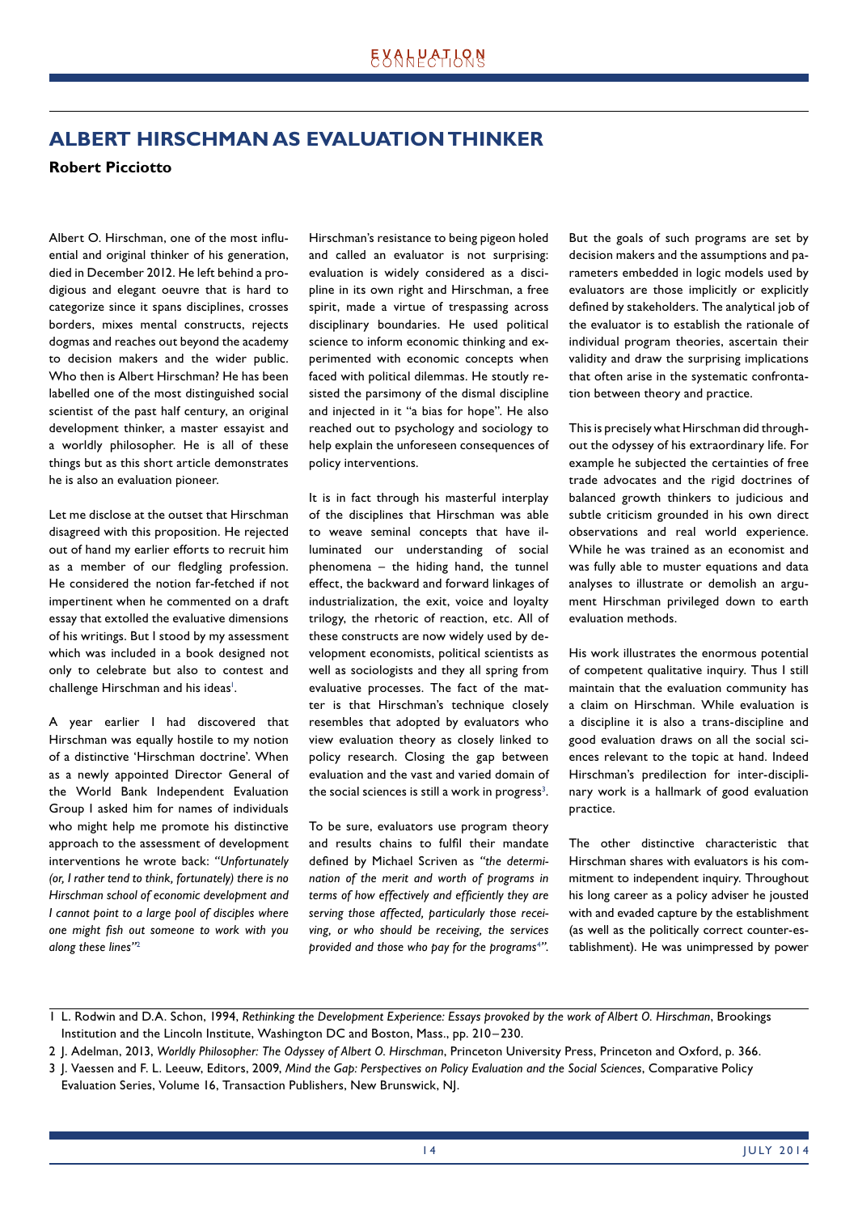# ALBERT HIRSCHMAN AS EVALUATION THINKER

**Robert Picciotto**

Albert O. Hirschman, one of the most influential and original thinker of his generation, died in December 2012. He left behind a prodigious and elegant oeuvre that is hard to categorize since it spans disciplines, crosses borders, mixes mental constructs, rejects dogmas and reaches out beyond the academy to decision makers and the wider public. Who then is Albert Hirschman? He has been labelled one of the most distinguished social scientist of the past half century, an original development thinker, a master essayist and a worldly philosopher. He is all of these things but as this short article demonstrates he is also an evaluation pioneer.

Let me disclose at the outset that Hirschman disagreed with this proposition. He rejected out of hand my earlier efforts to recruit him as a member of our fledgling profession. He considered the notion far-fetched if not impertinent when he commented on a draft essay that extolled the evaluative dimensions of his writings. But I stood by my assessment which was included in a book designed not only to celebrate but also to contest and challenge Hirschman and his ideas[1].

A year earlier I had discovered that Hirschman was equally hostile to my notion of a distinctive 'Hirschman doctrine'. When as a newly appointed Director General of the World Bank Independent Evaluation Group I asked him for names of individuals who might help me promote his distinctive approach to the assessment of development interventions he wrote back: *"Unfortunately (or, I rather tend to think, fortunately) there is no Hirschman school of economic development and I cannot point to a large pool of disciples where one might fish out someone to work with you along these lines"*[2]

Hirschman's resistance to being pigeon holed and called an evaluator is not surprising: evaluation is widely considered as a discipline in its own right and Hirschman, a free spirit, made a virtue of trespassing across disciplinary boundaries. He used political science to inform economic thinking and experimented with economic concepts when faced with political dilemmas. He stoutly resisted the parsimony of the dismal discipline and injected in it "a bias for hope". He also reached out to psychology and sociology to help explain the unforeseen consequences of policy interventions.

It is in fact through his masterful interplay of the disciplines that Hirschman was able to weave seminal concepts that have illuminated our understanding of social phenomena – the hiding hand, the tunnel effect, the backward and forward linkages of industrialization, the exit, voice and loyalty trilogy, the rhetoric of reaction, etc. All of these constructs are now widely used by development economists, political scientists as well as sociologists and they all spring from evaluative processes. The fact of the matter is that Hirschman's technique closely resembles that adopted by evaluators who view evaluation theory as closely linked to policy research. Closing the gap between evaluation and the vast and varied domain of the social sciences is still a work in progress[3].

To be sure, evaluators use program theory and results chains to fulfil their mandate defined by Michael Scriven as *"the determination of the merit and worth of programs in terms of how effectively and efficiently they are serving those affected, particularly those receiving, or who should be receiving, the services provided and those who pay for the programs[4]"*. But the goals of such programs are set by decision makers and the assumptions and parameters embedded in logic models used by evaluators are those implicitly or explicitly defined by stakeholders. The analytical job of the evaluator is to establish the rationale of individual program theories, ascertain their validity and draw the surprising implications that often arise in the systematic confrontation between theory and practice.

This is precisely what Hirschman did throughout the odyssey of his extraordinary life. For example he subjected the certainties of free trade advocates and the rigid doctrines of balanced growth thinkers to judicious and subtle criticism grounded in his own direct observations and real world experience. While he was trained as an economist and was fully able to muster equations and data analyses to illustrate or demolish an argument Hirschman privileged down to earth evaluation methods.

His work illustrates the enormous potential of competent qualitative inquiry. Thus I still maintain that the evaluation community has a claim on Hirschman. While evaluation is a discipline it is also a trans-discipline and good evaluation draws on all the social sciences relevant to the topic at hand. Indeed Hirschman's predilection for inter-disciplinary work is a hallmark of good evaluation practice.

The other distinctive characteristic that Hirschman shares with evaluators is his commitment to independent inquiry. Throughout his long career as a policy adviser he jousted with and evaded capture by the establishment (as well as the politically correct counter-establishment). He was unimpressed by power

---

1 L. Rodwin and D.A. Schon, 1994, *Rethinking the Development Experience: Essays provoked by the work of Albert O. Hirschman*, Brookings Institution and the Lincoln Institute, Washington DC and Boston, Mass., pp. 210–230.

2 J. Adelman, 2013, *Worldly Philosopher: The Odyssey of Albert O. Hirschman*, Princeton University Press, Princeton and Oxford, p. 366.

3 J. Vaessen and F. L. Leeuw, Editors, 2009, *Mind the Gap: Perspectives on Policy Evaluation and the Social Sciences*, Comparative Policy Evaluation Series, Volume 16, Transaction Publishers, New Brunswick, NJ.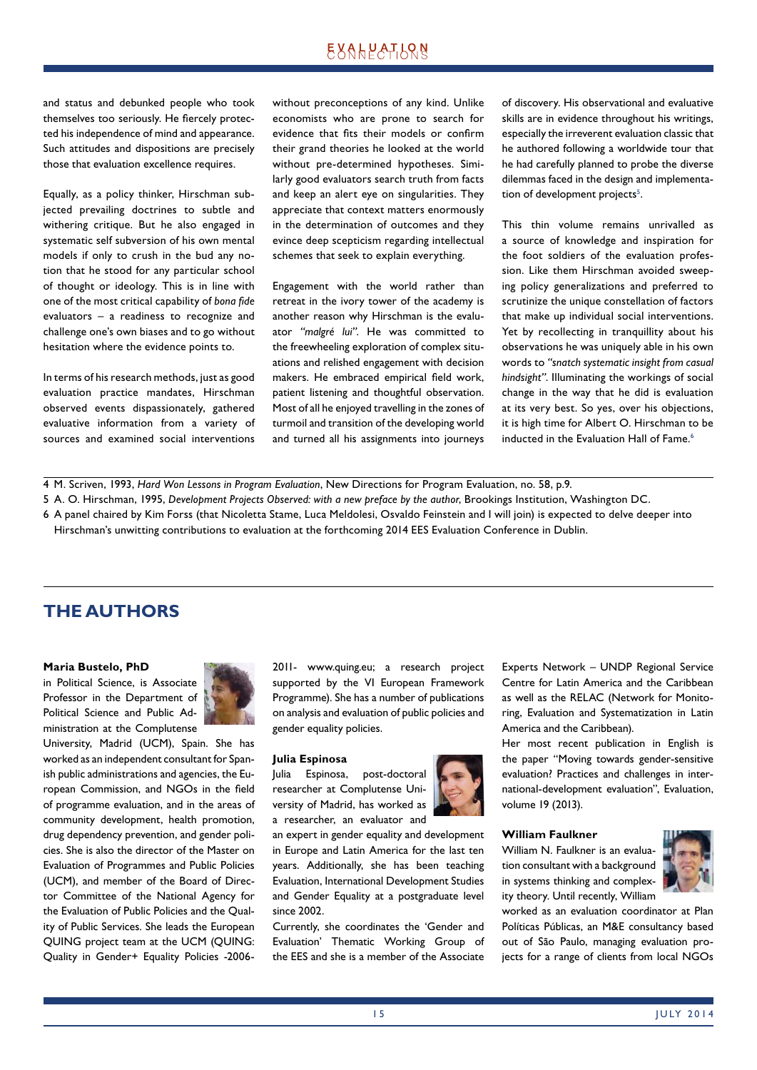and status and debunked people who took themselves too seriously. He fiercely protected his independence of mind and appearance. Such attitudes and dispositions are precisely those that evaluation excellence requires.

Equally, as a policy thinker, Hirschman subjected prevailing doctrines to subtle and withering critique. But he also engaged in systematic self subversion of his own mental models if only to crush in the bud any notion that he stood for any particular school of thought or ideology. This is in line with one of the most critical capability of *bona fide* evaluators – a readiness to recognize and challenge one's own biases and to go without hesitation where the evidence points to.

In terms of his research methods, just as good evaluation practice mandates, Hirschman observed events dispassionately, gathered evaluative information from a variety of sources and examined social interventions without preconceptions of any kind. Unlike economists who are prone to search for evidence that fits their models or confirm their grand theories he looked at the world without pre-determined hypotheses. Similarly good evaluators search truth from facts and keep an alert eye on singularities. They appreciate that context matters enormously in the determination of outcomes and they evince deep scepticism regarding intellectual schemes that seek to explain everything.

Engagement with the world rather than retreat in the ivory tower of the academy is another reason why Hirschman is the evaluator *"malgré lui"*. He was committed to the freewheeling exploration of complex situations and relished engagement with decision makers. He embraced empirical field work, patient listening and thoughtful observation. Most of all he enjoyed travelling in the zones of turmoil and transition of the developing world and turned all his assignments into journeys of discovery. His observational and evaluative skills are in evidence throughout his writings, especially the irreverent evaluation classic that he authored following a worldwide tour that he had carefully planned to probe the diverse dilemmas faced in the design and implementation of development projects[5].

This thin volume remains unrivalled as a source of knowledge and inspiration for the foot soldiers of the evaluation profession. Like them Hirschman avoided sweeping policy generalizations and preferred to scrutinize the unique constellation of factors that make up individual social interventions. Yet by recollecting in tranquillity about his observations he was uniquely able in his own words to *"snatch systematic insight from casual hindsight"*. Illuminating the workings of social change in the way that he did is evaluation at its very best. So yes, over his objections, it is high time for Albert O. Hirschman to be inducted in the Evaluation Hall of Fame.[6]

---

4 M. Scriven, 1993, *Hard Won Lessons in Program Evaluation*, New Directions for Program Evaluation, no. 58, p.9.

5 A. O. Hirschman, 1995, *Development Projects Observed: with a new preface by the author*, Brookings Institution, Washington DC.

6 A panel chaired by Kim Forss (that Nicoletta Stame, Luca Meldolesi, Osvaldo Feinstein and I will join) is expected to delve deeper into Hirschman's unwitting contributions to evaluation at the forthcoming 2014 EES Evaluation Conference in Dublin.

---

## THE AUTHORS

**Maria Bustelo, PhD**
in Political Science, is Associate Professor in the Department of Political Science and Public Administration at the Complutense University, Madrid (UCM), Spain. She has worked as an independent consultant for Spanish public administrations and agencies, the European Commission, and NGOs in the field of programme evaluation, and in the areas of community development, health promotion, drug dependency prevention, and gender policies. She is also the director of the Master on Evaluation of Programmes and Public Policies (UCM), and member of the Board of Director Committee of the National Agency for the Evaluation of Public Policies and the Quality of Public Services. She leads the European QUING project team at the UCM (QUING: Quality in Gender+ Equality Policies -2006-2011- www.quing.eu; a research project supported by the VI European Framework Programme). She has a number of publications on analysis and evaluation of public policies and gender equality policies.

**Julia Espinosa**
Julia Espinosa, post-doctoral researcher at Complutense University of Madrid, has worked as a researcher, an evaluator and an expert in gender equality and development in Europe and Latin America for the last ten years. Additionally, she has been teaching Evaluation, International Development Studies and Gender Equality at a postgraduate level since 2002.
Currently, she coordinates the 'Gender and Evaluation' Thematic Working Group of the EES and she is a member of the Associate Experts Network – UNDP Regional Service Centre for Latin America and the Caribbean as well as the RELAC (Network for Monitoring, Evaluation and Systematization in Latin America and the Caribbean).
Her most recent publication in English is the paper "Moving towards gender-sensitive evaluation? Practices and challenges in international-development evaluation", Evaluation, volume 19 (2013).

**William Faulkner**
William N. Faulkner is an evaluation consultant with a background in systems thinking and complexity theory. Until recently, William worked as an evaluation coordinator at Plan Políticas Públicas, an M&E consultancy based out of São Paulo, managing evaluation projects for a range of clients from local NGOs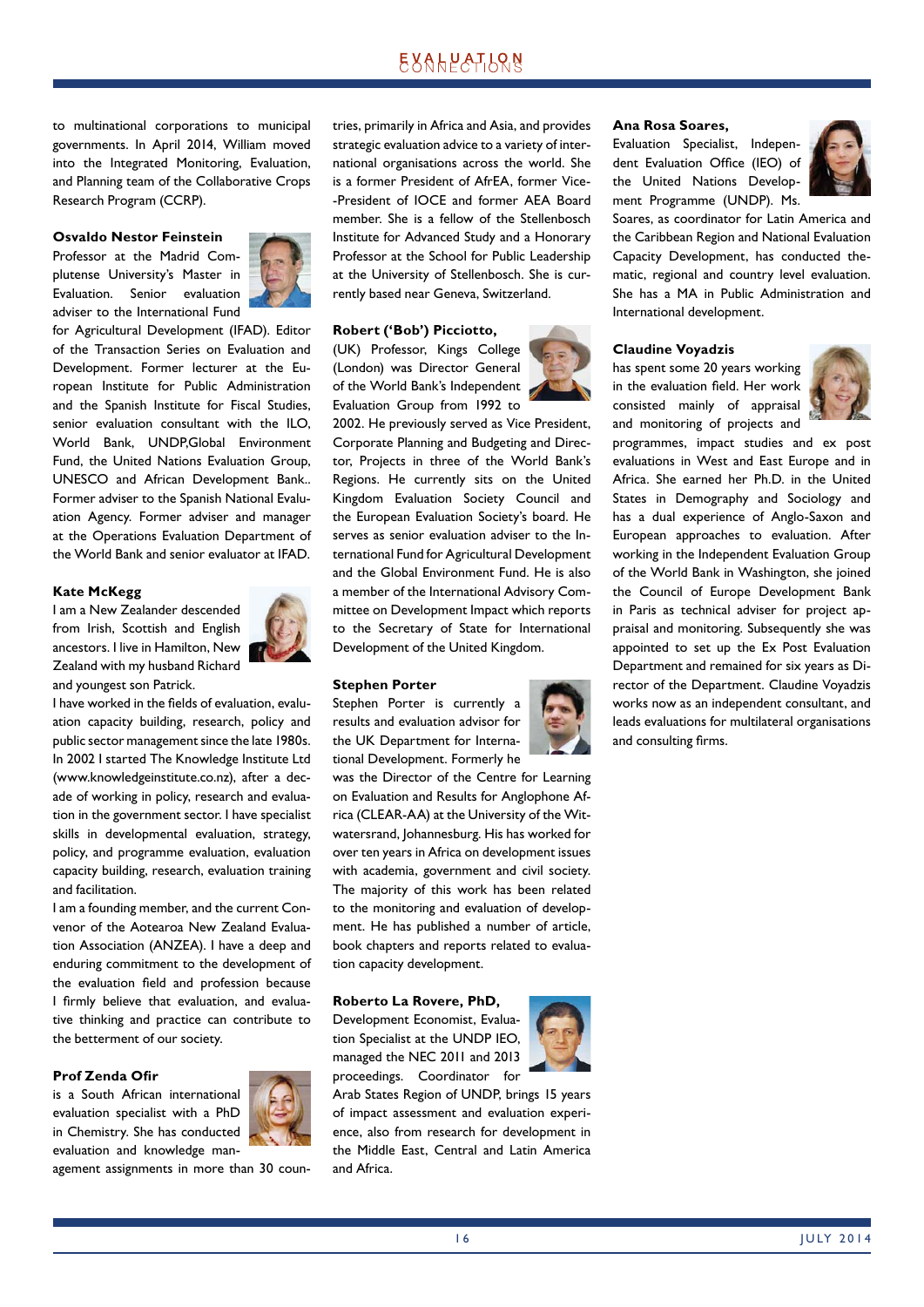to multinational corporations to municipal governments. In April 2014, William moved into the Integrated Monitoring, Evaluation, and Planning team of the Collaborative Crops Research Program (CCRP).

**Osvaldo Nestor Feinstein**
Professor at the Madrid Complutense University's Master in Evaluation. Senior evaluation adviser to the International Fund for Agricultural Development (IFAD). Editor of the Transaction Series on Evaluation and Development. Former lecturer at the European Institute for Public Administration and the Spanish Institute for Fiscal Studies, senior evaluation consultant with the ILO, World Bank, UNDP,Global Environment Fund, the United Nations Evaluation Group, UNESCO and African Development Bank.. Former adviser to the Spanish National Evaluation Agency. Former adviser and manager at the Operations Evaluation Department of the World Bank and senior evaluator at IFAD.

**Kate McKegg**
I am a New Zealander descended from Irish, Scottish and English ancestors. I live in Hamilton, New Zealand with my husband Richard and youngest son Patrick.
I have worked in the fields of evaluation, evaluation capacity building, research, policy and public sector management since the late 1980s. In 2002 I started The Knowledge Institute Ltd (www.knowledgeinstitute.co.nz), after a decade of working in policy, research and evaluation in the government sector. I have specialist skills in developmental evaluation, strategy, policy, and programme evaluation, evaluation capacity building, research, evaluation training and facilitation.
I am a founding member, and the current Convenor of the Aotearoa New Zealand Evaluation Association (ANZEA). I have a deep and enduring commitment to the development of the evaluation field and profession because I firmly believe that evaluation, and evaluative thinking and practice can contribute to the betterment of our society.

**Prof Zenda Ofir**
is a South African international evaluation specialist with a PhD in Chemistry. She has conducted evaluation and knowledge management assignments in more than 30 countries, primarily in Africa and Asia, and provides strategic evaluation advice to a variety of international organisations across the world. She is a former President of AfrEA, former Vice-President of IOCE and former AEA Board member. She is a fellow of the Stellenbosch Institute for Advanced Study and a Honorary Professor at the School for Public Leadership at the University of Stellenbosch. She is currently based near Geneva, Switzerland.

**Robert ('Bob') Picciotto,**
(UK) Professor, Kings College (London) was Director General of the World Bank's Independent Evaluation Group from 1992 to 2002. He previously served as Vice President, Corporate Planning and Budgeting and Director, Projects in three of the World Bank's Regions. He currently sits on the United Kingdom Evaluation Society Council and the European Evaluation Society's board. He serves as senior evaluation adviser to the International Fund for Agricultural Development and the Global Environment Fund. He is also a member of the International Advisory Committee on Development Impact which reports to the Secretary of State for International Development of the United Kingdom.

**Stephen Porter**
Stephen Porter is currently a results and evaluation advisor for the UK Department for International Development. Formerly he was the Director of the Centre for Learning on Evaluation and Results for Anglophone Africa (CLEAR-AA) at the University of the Witwatersrand, Johannesburg. His has worked for over ten years in Africa on development issues with academia, government and civil society. The majority of this work has been related to the monitoring and evaluation of development. He has published a number of article, book chapters and reports related to evaluation capacity development.

**Roberto La Rovere, PhD,**
Development Economist, Evaluation Specialist at the UNDP IEO, managed the NEC 2011 and 2013 proceedings. Coordinator for Arab States Region of UNDP, brings 15 years of impact assessment and evaluation experience, also from research for development in the Middle East, Central and Latin America and Africa.

**Ana Rosa Soares,**
Evaluation Specialist, Independent Evaluation Office (IEO) of the United Nations Development Programme (UNDP). Ms. Soares, as coordinator for Latin America and the Caribbean Region and National Evaluation Capacity Development, has conducted thematic, regional and country level evaluation. She has a MA in Public Administration and International development.

**Claudine Voyadzis**
has spent some 20 years working in the evaluation field. Her work consisted mainly of appraisal and monitoring of projects and programmes, impact studies and ex post evaluations in West and East Europe and in Africa. She earned her Ph.D. in the United States in Demography and Sociology and has a dual experience of Anglo-Saxon and European approaches to evaluation. After working in the Independent Evaluation Group of the World Bank in Washington, she joined the Council of Europe Development Bank in Paris as technical adviser for project appraisal and monitoring. Subsequently she was appointed to set up the Ex Post Evaluation Department and remained for six years as Director of the Department. Claudine Voyadzis works now as an independent consultant, and leads evaluations for multilateral organisations and consulting firms.